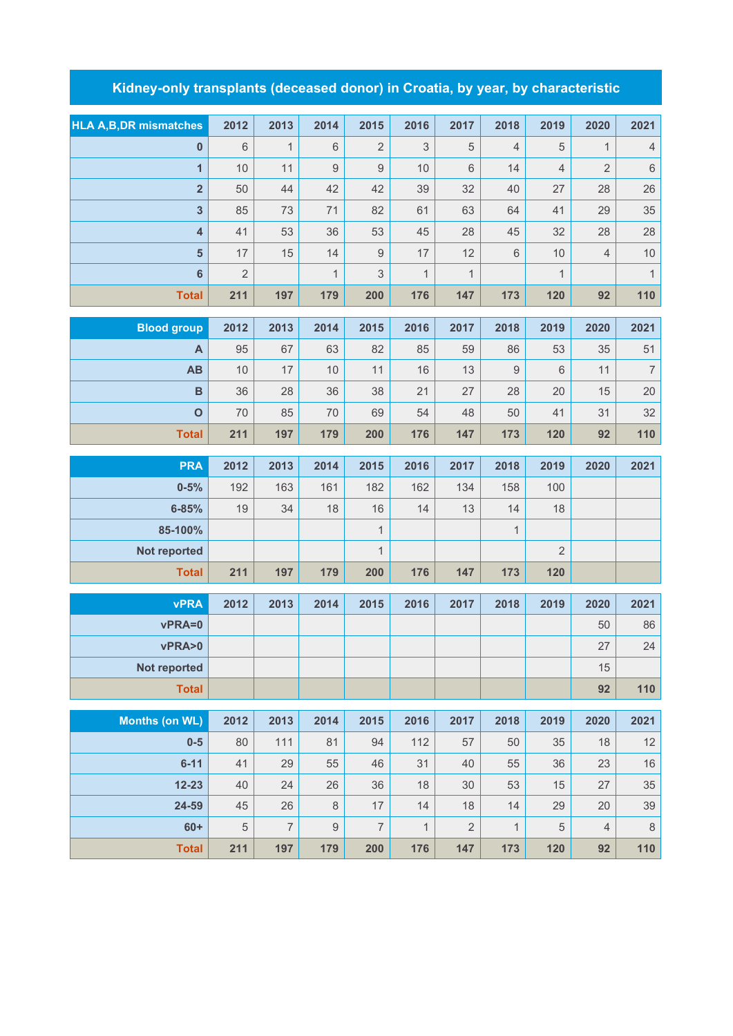# Kidney-only transplants (deceased donor) in Croatia, by year, by characteristic

| HLA A,B,DR mismatches | 2012 | 2013 | 2014 | 2015 | 2016 | 2017 | 2018 | 2019 | 2020 | 2021 |
|---|---|---|---|---|---|---|---|---|---|---|
| 0 | 6 | 1 | 6 | 2 | 3 | 5 | 4 | 5 | 1 | 4 |
| 1 | 10 | 11 | 9 | 9 | 10 | 6 | 14 | 4 | 2 | 6 |
| 2 | 50 | 44 | 42 | 42 | 39 | 32 | 40 | 27 | 28 | 26 |
| 3 | 85 | 73 | 71 | 82 | 61 | 63 | 64 | 41 | 29 | 35 |
| 4 | 41 | 53 | 36 | 53 | 45 | 28 | 45 | 32 | 28 | 28 |
| 5 | 17 | 15 | 14 | 9 | 17 | 12 | 6 | 10 | 4 | 10 |
| 6 | 2 | | 1 | 3 | 1 | 1 | | 1 | | 1 |
| **Total** | **211** | **197** | **179** | **200** | **176** | **147** | **173** | **120** | **92** | **110** |

| Blood group | 2012 | 2013 | 2014 | 2015 | 2016 | 2017 | 2018 | 2019 | 2020 | 2021 |
|---|---|---|---|---|---|---|---|---|---|---|
| A | 95 | 67 | 63 | 82 | 85 | 59 | 86 | 53 | 35 | 51 |
| AB | 10 | 17 | 10 | 11 | 16 | 13 | 9 | 6 | 11 | 7 |
| B | 36 | 28 | 36 | 38 | 21 | 27 | 28 | 20 | 15 | 20 |
| O | 70 | 85 | 70 | 69 | 54 | 48 | 50 | 41 | 31 | 32 |
| **Total** | **211** | **197** | **179** | **200** | **176** | **147** | **173** | **120** | **92** | **110** |

| PRA | 2012 | 2013 | 2014 | 2015 | 2016 | 2017 | 2018 | 2019 | 2020 | 2021 |
|---|---|---|---|---|---|---|---|---|---|---|
| 0-5% | 192 | 163 | 161 | 182 | 162 | 134 | 158 | 100 | | |
| 6-85% | 19 | 34 | 18 | 16 | 14 | 13 | 14 | 18 | | |
| 85-100% | | | | 1 | | | 1 | | | |
| Not reported | | | | 1 | | | | 2 | | |
| **Total** | **211** | **197** | **179** | **200** | **176** | **147** | **173** | **120** | | |

| vPRA | 2012 | 2013 | 2014 | 2015 | 2016 | 2017 | 2018 | 2019 | 2020 | 2021 |
|---|---|---|---|---|---|---|---|---|---|---|
| vPRA=0 | | | | | | | | | 50 | 86 |
| vPRA>0 | | | | | | | | | 27 | 24 |
| Not reported | | | | | | | | | 15 | |
| **Total** | | | | | | | | | **92** | **110** |

| Months (on WL) | 2012 | 2013 | 2014 | 2015 | 2016 | 2017 | 2018 | 2019 | 2020 | 2021 |
|---|---|---|---|---|---|---|---|---|---|---|
| 0-5 | 80 | 111 | 81 | 94 | 112 | 57 | 50 | 35 | 18 | 12 |
| 6-11 | 41 | 29 | 55 | 46 | 31 | 40 | 55 | 36 | 23 | 16 |
| 12-23 | 40 | 24 | 26 | 36 | 18 | 30 | 53 | 15 | 27 | 35 |
| 24-59 | 45 | 26 | 8 | 17 | 14 | 18 | 14 | 29 | 20 | 39 |
| 60+ | 5 | 7 | 9 | 7 | 1 | 2 | 1 | 5 | 4 | 8 |
| **Total** | **211** | **197** | **179** | **200** | **176** | **147** | **173** | **120** | **92** | **110** |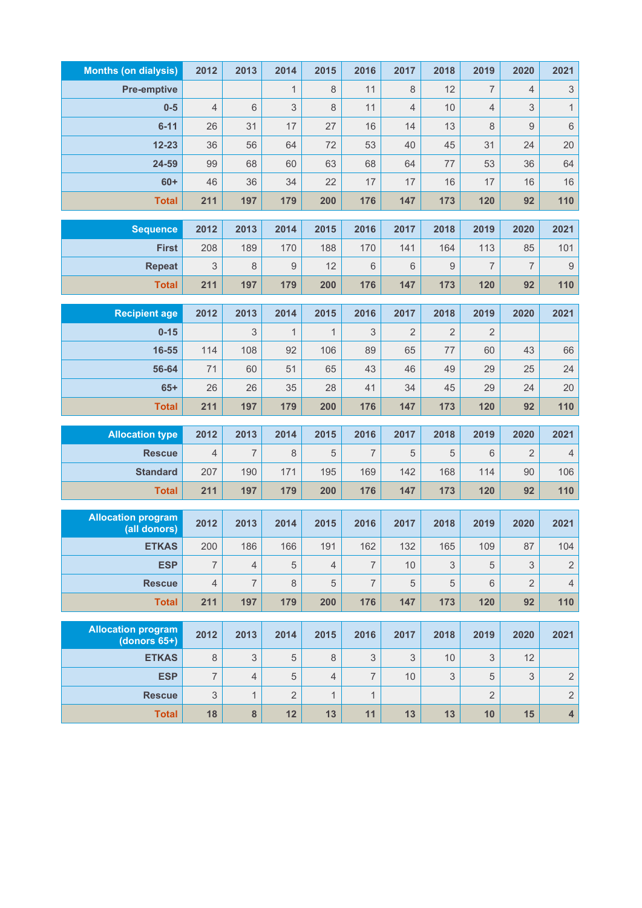| Months (on dialysis) | 2012 | 2013 | 2014 | 2015 | 2016 | 2017 | 2018 | 2019 | 2020 | 2021 |
|---|---|---|---|---|---|---|---|---|---|---|
| Pre-emptive | | | 1 | 8 | 11 | 8 | 12 | 7 | 4 | 3 |
| 0-5 | 4 | 6 | 3 | 8 | 11 | 4 | 10 | 4 | 3 | 1 |
| 6-11 | 26 | 31 | 17 | 27 | 16 | 14 | 13 | 8 | 9 | 6 |
| 12-23 | 36 | 56 | 64 | 72 | 53 | 40 | 45 | 31 | 24 | 20 |
| 24-59 | 99 | 68 | 60 | 63 | 68 | 64 | 77 | 53 | 36 | 64 |
| 60+ | 46 | 36 | 34 | 22 | 17 | 17 | 16 | 17 | 16 | 16 |
| **Total** | **211** | **197** | **179** | **200** | **176** | **147** | **173** | **120** | **92** | **110** |

| Sequence | 2012 | 2013 | 2014 | 2015 | 2016 | 2017 | 2018 | 2019 | 2020 | 2021 |
|---|---|---|---|---|---|---|---|---|---|---|
| First | 208 | 189 | 170 | 188 | 170 | 141 | 164 | 113 | 85 | 101 |
| Repeat | 3 | 8 | 9 | 12 | 6 | 6 | 9 | 7 | 7 | 9 |
| **Total** | **211** | **197** | **179** | **200** | **176** | **147** | **173** | **120** | **92** | **110** |

| Recipient age | 2012 | 2013 | 2014 | 2015 | 2016 | 2017 | 2018 | 2019 | 2020 | 2021 |
|---|---|---|---|---|---|---|---|---|---|---|
| 0-15 | | 3 | 1 | 1 | 3 | 2 | 2 | 2 | | |
| 16-55 | 114 | 108 | 92 | 106 | 89 | 65 | 77 | 60 | 43 | 66 |
| 56-64 | 71 | 60 | 51 | 65 | 43 | 46 | 49 | 29 | 25 | 24 |
| 65+ | 26 | 26 | 35 | 28 | 41 | 34 | 45 | 29 | 24 | 20 |
| **Total** | **211** | **197** | **179** | **200** | **176** | **147** | **173** | **120** | **92** | **110** |

| Allocation type | 2012 | 2013 | 2014 | 2015 | 2016 | 2017 | 2018 | 2019 | 2020 | 2021 |
|---|---|---|---|---|---|---|---|---|---|---|
| Rescue | 4 | 7 | 8 | 5 | 7 | 5 | 5 | 6 | 2 | 4 |
| Standard | 207 | 190 | 171 | 195 | 169 | 142 | 168 | 114 | 90 | 106 |
| **Total** | **211** | **197** | **179** | **200** | **176** | **147** | **173** | **120** | **92** | **110** |

| Allocation program (all donors) | 2012 | 2013 | 2014 | 2015 | 2016 | 2017 | 2018 | 2019 | 2020 | 2021 |
|---|---|---|---|---|---|---|---|---|---|---|
| ETKAS | 200 | 186 | 166 | 191 | 162 | 132 | 165 | 109 | 87 | 104 |
| ESP | 7 | 4 | 5 | 4 | 7 | 10 | 3 | 5 | 3 | 2 |
| Rescue | 4 | 7 | 8 | 5 | 7 | 5 | 5 | 6 | 2 | 4 |
| **Total** | **211** | **197** | **179** | **200** | **176** | **147** | **173** | **120** | **92** | **110** |

| Allocation program (donors 65+) | 2012 | 2013 | 2014 | 2015 | 2016 | 2017 | 2018 | 2019 | 2020 | 2021 |
|---|---|---|---|---|---|---|---|---|---|---|
| ETKAS | 8 | 3 | 5 | 8 | 3 | 3 | 10 | 3 | 12 | |
| ESP | 7 | 4 | 5 | 4 | 7 | 10 | 3 | 5 | 3 | 2 |
| Rescue | 3 | 1 | 2 | 1 | 1 | | | 2 | | 2 |
| **Total** | **18** | **8** | **12** | **13** | **11** | **13** | **13** | **10** | **15** | **4** |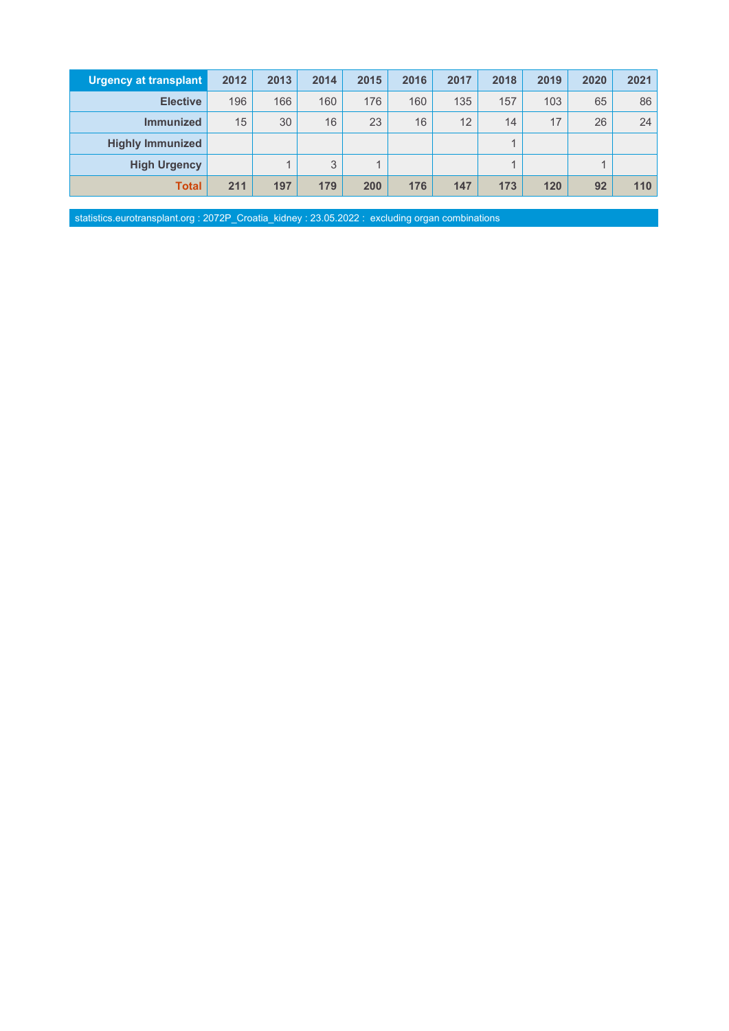| Urgency at transplant | 2012 | 2013 | 2014 | 2015 | 2016 | 2017 | 2018 | 2019 | 2020 | 2021 |
|---|---|---|---|---|---|---|---|---|---|---|
| Elective | 196 | 166 | 160 | 176 | 160 | 135 | 157 | 103 | 65 | 86 |
| Immunized | 15 | 30 | 16 | 23 | 16 | 12 | 14 | 17 | 26 | 24 |
| Highly Immunized | | | | | | | 1 | | | |
| High Urgency | | 1 | 3 | 1 | | | 1 | | 1 | |
| **Total** | **211** | **197** | **179** | **200** | **176** | **147** | **173** | **120** | **92** | **110** |

statistics.eurotransplant.org : 2072P_Croatia_kidney : 23.05.2022 : excluding organ combinations